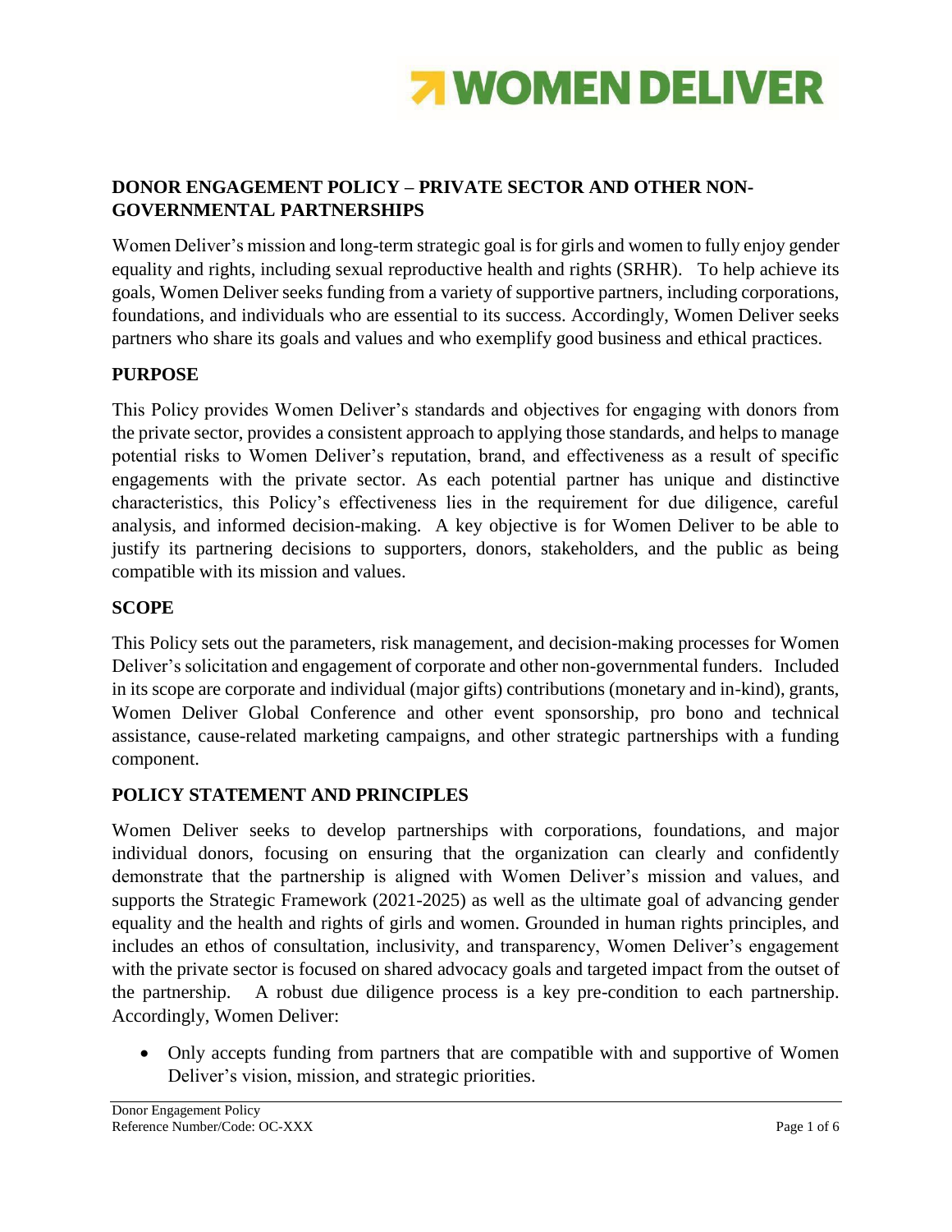# DONOR ENGAGEMENT POLICY – PRIVATE SECTOR AND OTHER NON-GOVERNMENTAL PARTNERSHIPS

Women Deliver's mission and long-term strategic goal is for girls and women to fully enjoy gender equality and rights, including sexual reproductive health and rights (SRHR). To help achieve its goals, Women Deliver seeks funding from a variety of supportive partners, including corporations, foundations, and individuals who are essential to its success. Accordingly, Women Deliver seeks partners who share its goals and values and who exemplify good business and ethical practices.

## PURPOSE

This Policy provides Women Deliver's standards and objectives for engaging with donors from the private sector, provides a consistent approach to applying those standards, and helps to manage potential risks to Women Deliver's reputation, brand, and effectiveness as a result of specific engagements with the private sector. As each potential partner has unique and distinctive characteristics, this Policy's effectiveness lies in the requirement for due diligence, careful analysis, and informed decision-making. A key objective is for Women Deliver to be able to justify its partnering decisions to supporters, donors, stakeholders, and the public as being compatible with its mission and values.

## SCOPE

This Policy sets out the parameters, risk management, and decision-making processes for Women Deliver's solicitation and engagement of corporate and other non-governmental funders. Included in its scope are corporate and individual (major gifts) contributions (monetary and in-kind), grants, Women Deliver Global Conference and other event sponsorship, pro bono and technical assistance, cause-related marketing campaigns, and other strategic partnerships with a funding component.

## POLICY STATEMENT AND PRINCIPLES

Women Deliver seeks to develop partnerships with corporations, foundations, and major individual donors, focusing on ensuring that the organization can clearly and confidently demonstrate that the partnership is aligned with Women Deliver's mission and values, and supports the Strategic Framework (2021-2025) as well as the ultimate goal of advancing gender equality and the health and rights of girls and women. Grounded in human rights principles, and includes an ethos of consultation, inclusivity, and transparency, Women Deliver's engagement with the private sector is focused on shared advocacy goals and targeted impact from the outset of the partnership. A robust due diligence process is a key pre-condition to each partnership. Accordingly, Women Deliver:

- Only accepts funding from partners that are compatible with and supportive of Women Deliver's vision, mission, and strategic priorities.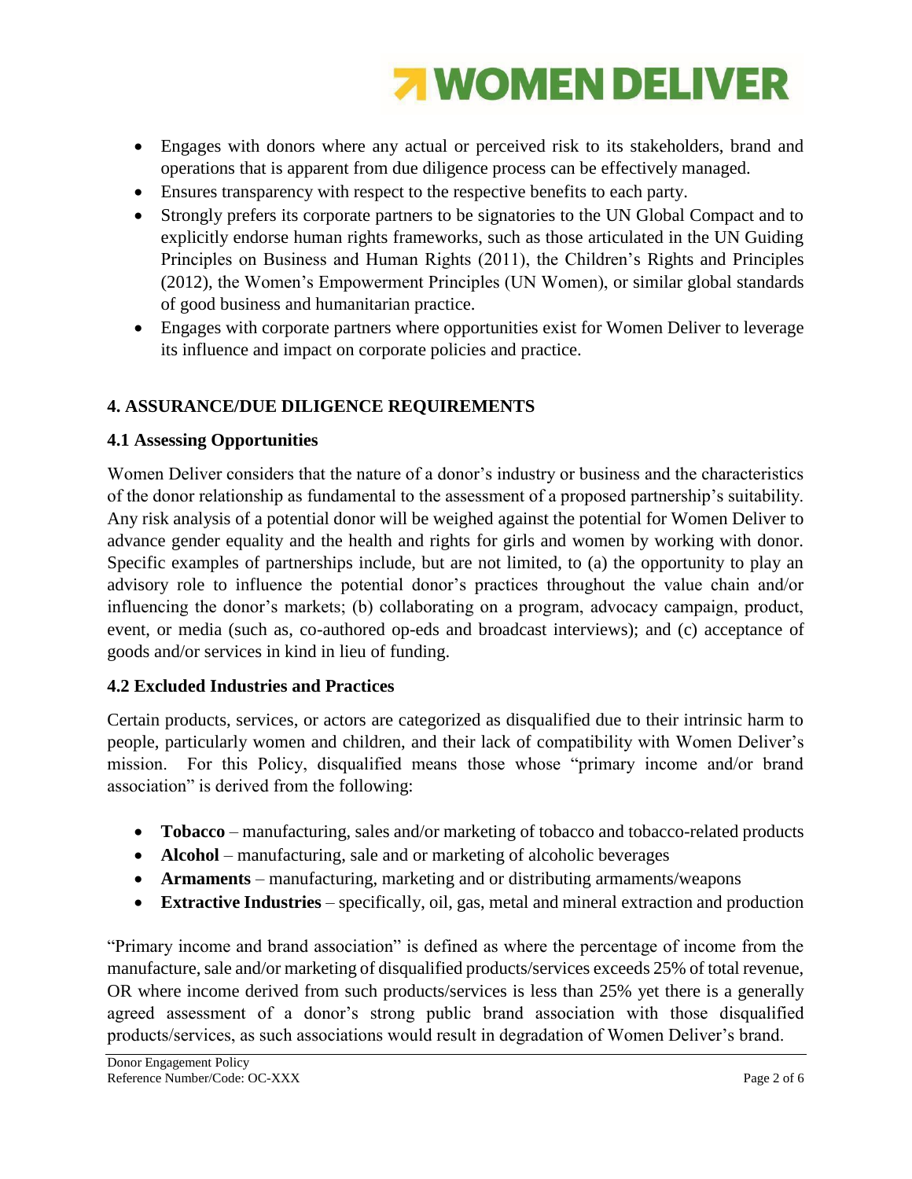- Engages with donors where any actual or perceived risk to its stakeholders, brand and operations that is apparent from due diligence process can be effectively managed.
- Ensures transparency with respect to the respective benefits to each party.
- Strongly prefers its corporate partners to be signatories to the UN Global Compact and to explicitly endorse human rights frameworks, such as those articulated in the UN Guiding Principles on Business and Human Rights (2011), the Children's Rights and Principles (2012), the Women's Empowerment Principles (UN Women), or similar global standards of good business and humanitarian practice.
- Engages with corporate partners where opportunities exist for Women Deliver to leverage its influence and impact on corporate policies and practice.

## 4. ASSURANCE/DUE DILIGENCE REQUIREMENTS

### 4.1 Assessing Opportunities

Women Deliver considers that the nature of a donor's industry or business and the characteristics of the donor relationship as fundamental to the assessment of a proposed partnership's suitability. Any risk analysis of a potential donor will be weighed against the potential for Women Deliver to advance gender equality and the health and rights for girls and women by working with donor. Specific examples of partnerships include, but are not limited, to (a) the opportunity to play an advisory role to influence the potential donor's practices throughout the value chain and/or influencing the donor's markets; (b) collaborating on a program, advocacy campaign, product, event, or media (such as, co-authored op-eds and broadcast interviews); and (c) acceptance of goods and/or services in kind in lieu of funding.

### 4.2 Excluded Industries and Practices

Certain products, services, or actors are categorized as disqualified due to their intrinsic harm to people, particularly women and children, and their lack of compatibility with Women Deliver's mission. For this Policy, disqualified means those whose "primary income and/or brand association" is derived from the following:

- **Tobacco** – manufacturing, sales and/or marketing of tobacco and tobacco-related products
- **Alcohol** – manufacturing, sale and or marketing of alcoholic beverages
- **Armaments** – manufacturing, marketing and or distributing armaments/weapons
- **Extractive Industries** – specifically, oil, gas, metal and mineral extraction and production

"Primary income and brand association" is defined as where the percentage of income from the manufacture, sale and/or marketing of disqualified products/services exceeds 25% of total revenue, OR where income derived from such products/services is less than 25% yet there is a generally agreed assessment of a donor's strong public brand association with those disqualified products/services, as such associations would result in degradation of Women Deliver's brand.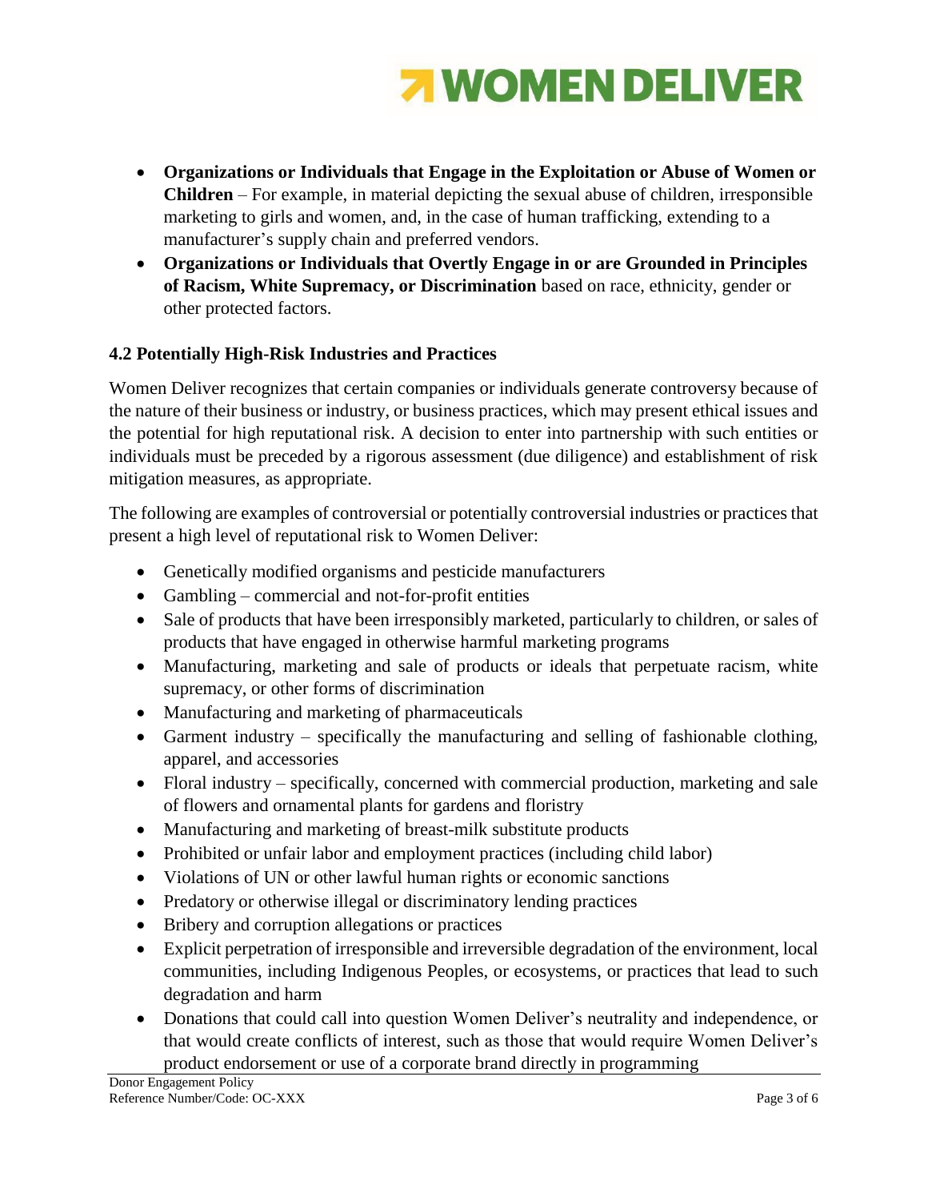- **Organizations or Individuals that Engage in the Exploitation or Abuse of Women or Children** – For example, in material depicting the sexual abuse of children, irresponsible marketing to girls and women, and, in the case of human trafficking, extending to a manufacturer's supply chain and preferred vendors.
- **Organizations or Individuals that Overtly Engage in or are Grounded in Principles of Racism, White Supremacy, or Discrimination** based on race, ethnicity, gender or other protected factors.

### 4.2 Potentially High-Risk Industries and Practices

Women Deliver recognizes that certain companies or individuals generate controversy because of the nature of their business or industry, or business practices, which may present ethical issues and the potential for high reputational risk. A decision to enter into partnership with such entities or individuals must be preceded by a rigorous assessment (due diligence) and establishment of risk mitigation measures, as appropriate.

The following are examples of controversial or potentially controversial industries or practices that present a high level of reputational risk to Women Deliver:

- Genetically modified organisms and pesticide manufacturers
- Gambling – commercial and not-for-profit entities
- Sale of products that have been irresponsibly marketed, particularly to children, or sales of products that have engaged in otherwise harmful marketing programs
- Manufacturing, marketing and sale of products or ideals that perpetuate racism, white supremacy, or other forms of discrimination
- Manufacturing and marketing of pharmaceuticals
- Garment industry – specifically the manufacturing and selling of fashionable clothing, apparel, and accessories
- Floral industry – specifically, concerned with commercial production, marketing and sale of flowers and ornamental plants for gardens and floristry
- Manufacturing and marketing of breast-milk substitute products
- Prohibited or unfair labor and employment practices (including child labor)
- Violations of UN or other lawful human rights or economic sanctions
- Predatory or otherwise illegal or discriminatory lending practices
- Bribery and corruption allegations or practices
- Explicit perpetration of irresponsible and irreversible degradation of the environment, local communities, including Indigenous Peoples, or ecosystems, or practices that lead to such degradation and harm
- Donations that could call into question Women Deliver's neutrality and independence, or that would create conflicts of interest, such as those that would require Women Deliver's product endorsement or use of a corporate brand directly in programming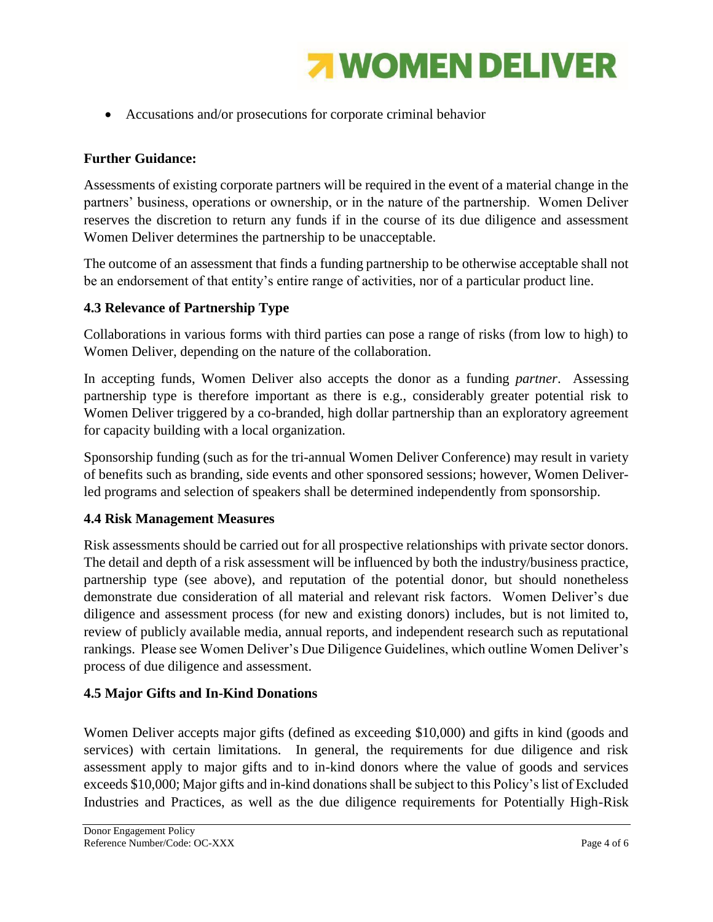- Accusations and/or prosecutions for corporate criminal behavior

**Further Guidance:**

Assessments of existing corporate partners will be required in the event of a material change in the partners' business, operations or ownership, or in the nature of the partnership. Women Deliver reserves the discretion to return any funds if in the course of its due diligence and assessment Women Deliver determines the partnership to be unacceptable.

The outcome of an assessment that finds a funding partnership to be otherwise acceptable shall not be an endorsement of that entity's entire range of activities, nor of a particular product line.

### 4.3 Relevance of Partnership Type

Collaborations in various forms with third parties can pose a range of risks (from low to high) to Women Deliver, depending on the nature of the collaboration.

In accepting funds, Women Deliver also accepts the donor as a funding *partner*. Assessing partnership type is therefore important as there is e.g., considerably greater potential risk to Women Deliver triggered by a co-branded, high dollar partnership than an exploratory agreement for capacity building with a local organization.

Sponsorship funding (such as for the tri-annual Women Deliver Conference) may result in variety of benefits such as branding, side events and other sponsored sessions; however, Women Deliver-led programs and selection of speakers shall be determined independently from sponsorship.

### 4.4 Risk Management Measures

Risk assessments should be carried out for all prospective relationships with private sector donors. The detail and depth of a risk assessment will be influenced by both the industry/business practice, partnership type (see above), and reputation of the potential donor, but should nonetheless demonstrate due consideration of all material and relevant risk factors. Women Deliver's due diligence and assessment process (for new and existing donors) includes, but is not limited to, review of publicly available media, annual reports, and independent research such as reputational rankings. Please see Women Deliver's Due Diligence Guidelines, which outline Women Deliver's process of due diligence and assessment.

### 4.5 Major Gifts and In-Kind Donations

Women Deliver accepts major gifts (defined as exceeding $10,000) and gifts in kind (goods and services) with certain limitations. In general, the requirements for due diligence and risk assessment apply to major gifts and to in-kind donors where the value of goods and services exceeds $10,000; Major gifts and in-kind donations shall be subject to this Policy's list of Excluded Industries and Practices, as well as the due diligence requirements for Potentially High-Risk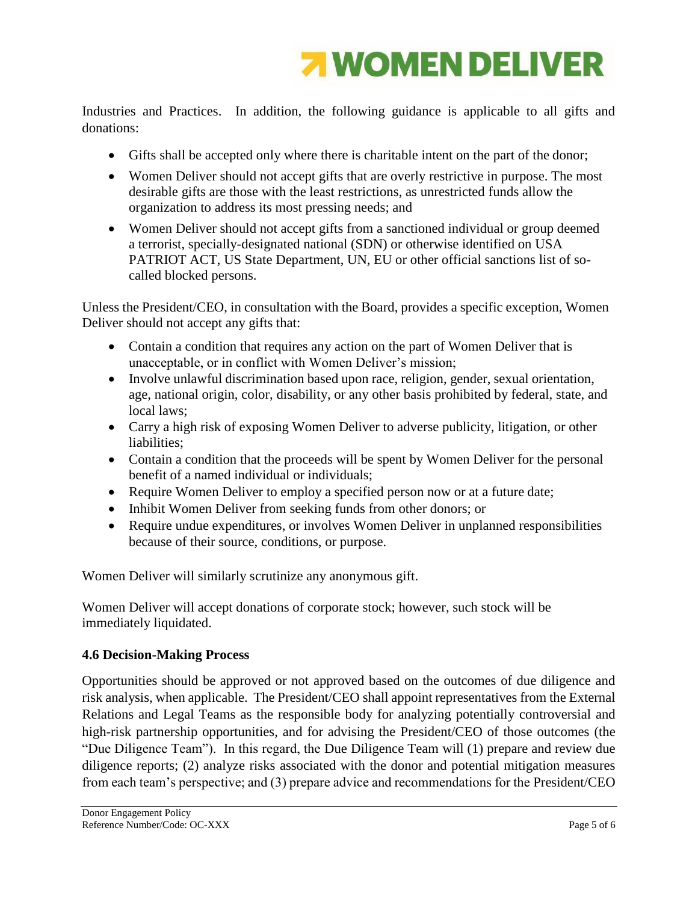Industries and Practices. In addition, the following guidance is applicable to all gifts and donations:

- Gifts shall be accepted only where there is charitable intent on the part of the donor;
- Women Deliver should not accept gifts that are overly restrictive in purpose. The most desirable gifts are those with the least restrictions, as unrestricted funds allow the organization to address its most pressing needs; and
- Women Deliver should not accept gifts from a sanctioned individual or group deemed a terrorist, specially-designated national (SDN) or otherwise identified on USA PATRIOT ACT, US State Department, UN, EU or other official sanctions list of so-called blocked persons.

Unless the President/CEO, in consultation with the Board, provides a specific exception, Women Deliver should not accept any gifts that:

- Contain a condition that requires any action on the part of Women Deliver that is unacceptable, or in conflict with Women Deliver's mission;
- Involve unlawful discrimination based upon race, religion, gender, sexual orientation, age, national origin, color, disability, or any other basis prohibited by federal, state, and local laws;
- Carry a high risk of exposing Women Deliver to adverse publicity, litigation, or other liabilities;
- Contain a condition that the proceeds will be spent by Women Deliver for the personal benefit of a named individual or individuals;
- Require Women Deliver to employ a specified person now or at a future date;
- Inhibit Women Deliver from seeking funds from other donors; or
- Require undue expenditures, or involves Women Deliver in unplanned responsibilities because of their source, conditions, or purpose.

Women Deliver will similarly scrutinize any anonymous gift.

Women Deliver will accept donations of corporate stock; however, such stock will be immediately liquidated.

### 4.6 Decision-Making Process

Opportunities should be approved or not approved based on the outcomes of due diligence and risk analysis, when applicable. The President/CEO shall appoint representatives from the External Relations and Legal Teams as the responsible body for analyzing potentially controversial and high-risk partnership opportunities, and for advising the President/CEO of those outcomes (the "Due Diligence Team"). In this regard, the Due Diligence Team will (1) prepare and review due diligence reports; (2) analyze risks associated with the donor and potential mitigation measures from each team's perspective; and (3) prepare advice and recommendations for the President/CEO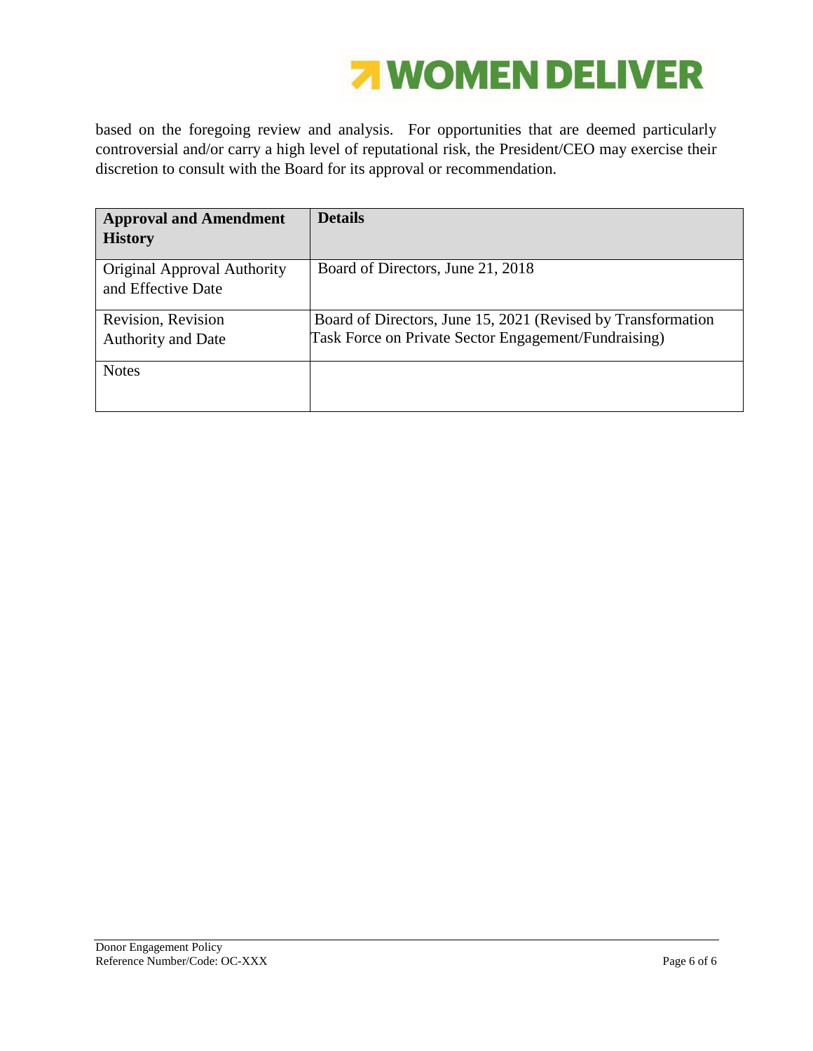based on the foregoing review and analysis. For opportunities that are deemed particularly controversial and/or carry a high level of reputational risk, the President/CEO may exercise their discretion to consult with the Board for its approval or recommendation.

| **Approval and Amendment History** | **Details** |
|---|---|
| Original Approval Authority and Effective Date | Board of Directors, June 21, 2018 |
| Revision, Revision Authority and Date | Board of Directors, June 15, 2021 (Revised by Transformation Task Force on Private Sector Engagement/Fundraising) |
| Notes | |